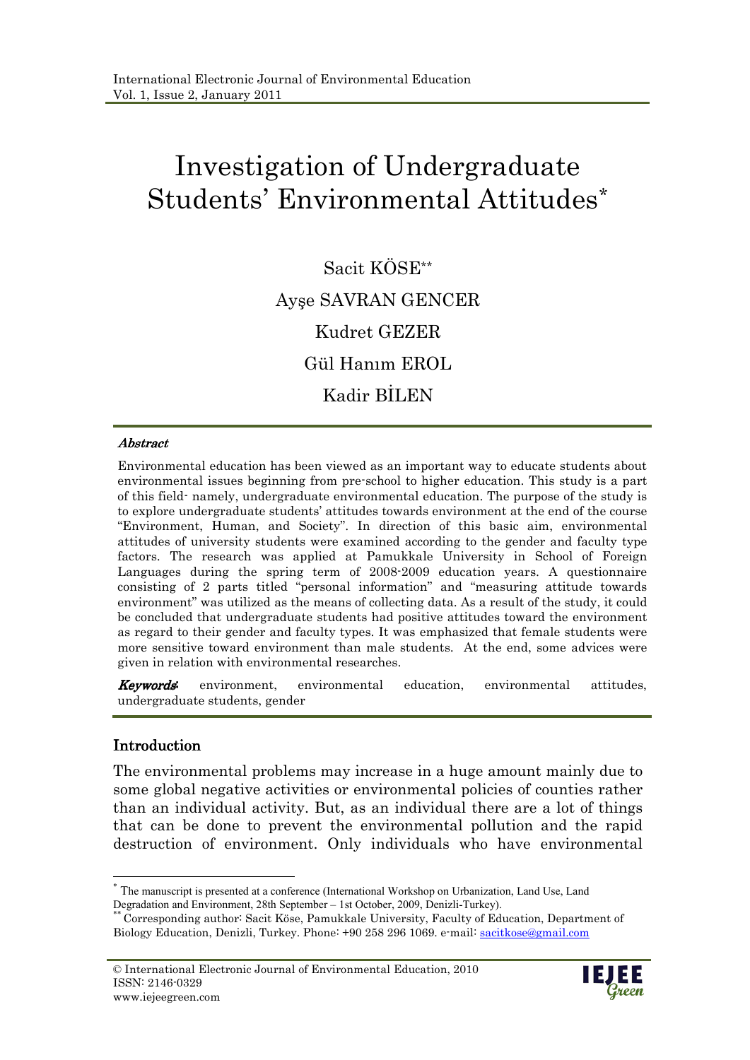# Investigation of Undergraduate Students' Environmental Attitudes[*]

Sacit KÖSE[**]

Ayşe SAVRAN GENCER

Kudret GEZER

Gül Hanım EROL

Kadir BİLEN

***Abstract***

Environmental education has been viewed as an important way to educate students about environmental issues beginning from pre-school to higher education. This study is a part of this field- namely, undergraduate environmental education. The purpose of the study is to explore undergraduate students' attitudes towards environment at the end of the course "Environment, Human, and Society". In direction of this basic aim, environmental attitudes of university students were examined according to the gender and faculty type factors. The research was applied at Pamukkale University in School of Foreign Languages during the spring term of 2008-2009 education years. A questionnaire consisting of 2 parts titled "personal information" and "measuring attitude towards environment" was utilized as the means of collecting data. As a result of the study, it could be concluded that undergraduate students had positive attitudes toward the environment as regard to their gender and faculty types. It was emphasized that female students were more sensitive toward environment than male students. At the end, some advices were given in relation with environmental researches.

***Keywords***: environment, environmental education, environmental attitudes, undergraduate students, gender

## Introduction

The environmental problems may increase in a huge amount mainly due to some global negative activities or environmental policies of counties rather than an individual activity. But, as an individual there are a lot of things that can be done to prevent the environmental pollution and the rapid destruction of environment. Only individuals who have environmental

---

[*] The manuscript is presented at a conference (International Workshop on Urbanization, Land Use, Land Degradation and Environment, 28th September – 1st October, 2009, Denizli-Turkey).

[**] Corresponding author: Sacit Köse, Pamukkale University, Faculty of Education, Department of Biology Education, Denizli, Turkey. Phone: +90 258 296 1069. e-mail: sacitkose@gmail.com

© International Electronic Journal of Environmental Education, 2010
ISSN: 2146-0329
www.iejeegreen.com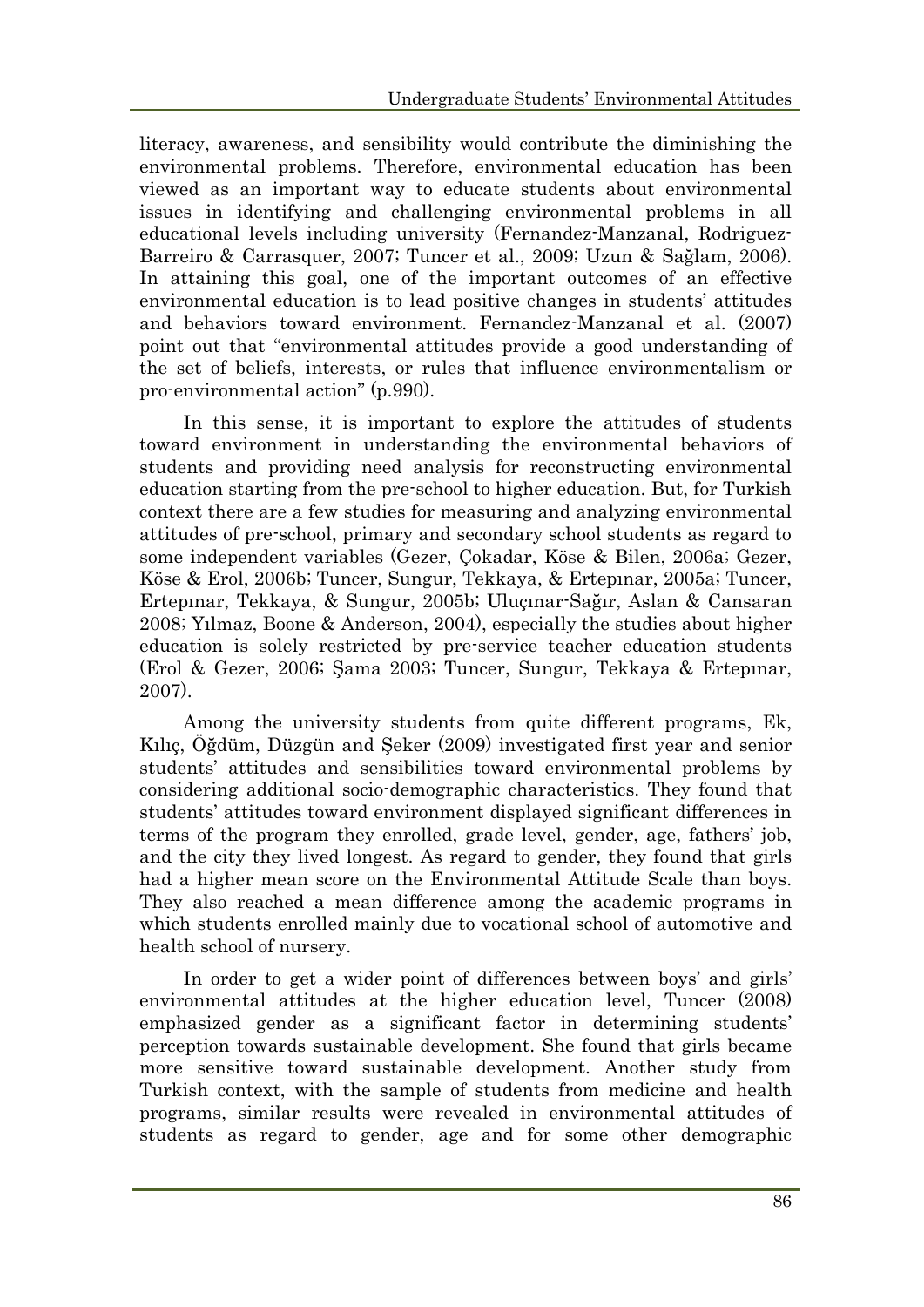literacy, awareness, and sensibility would contribute the diminishing the environmental problems. Therefore, environmental education has been viewed as an important way to educate students about environmental issues in identifying and challenging environmental problems in all educational levels including university (Fernandez-Manzanal, Rodriguez-Barreiro & Carrasquer, 2007; Tuncer et al., 2009; Uzun & Sağlam, 2006). In attaining this goal, one of the important outcomes of an effective environmental education is to lead positive changes in students' attitudes and behaviors toward environment. Fernandez-Manzanal et al. (2007) point out that "environmental attitudes provide a good understanding of the set of beliefs, interests, or rules that influence environmentalism or pro-environmental action" (p.990).

In this sense, it is important to explore the attitudes of students toward environment in understanding the environmental behaviors of students and providing need analysis for reconstructing environmental education starting from the pre-school to higher education. But, for Turkish context there are a few studies for measuring and analyzing environmental attitudes of pre-school, primary and secondary school students as regard to some independent variables (Gezer, Çokadar, Köse & Bilen, 2006a; Gezer, Köse & Erol, 2006b; Tuncer, Sungur, Tekkaya, & Ertepınar, 2005a; Tuncer, Ertepınar, Tekkaya, & Sungur, 2005b; Uluçınar-Sağır, Aslan & Cansaran 2008; Yılmaz, Boone & Anderson, 2004), especially the studies about higher education is solely restricted by pre-service teacher education students (Erol & Gezer, 2006; Şama 2003; Tuncer, Sungur, Tekkaya & Ertepınar, 2007).

Among the university students from quite different programs, Ek, Kılıç, Öğdüm, Düzgün and Şeker (2009) investigated first year and senior students' attitudes and sensibilities toward environmental problems by considering additional socio-demographic characteristics. They found that students' attitudes toward environment displayed significant differences in terms of the program they enrolled, grade level, gender, age, fathers' job, and the city they lived longest. As regard to gender, they found that girls had a higher mean score on the Environmental Attitude Scale than boys. They also reached a mean difference among the academic programs in which students enrolled mainly due to vocational school of automotive and health school of nursery.

In order to get a wider point of differences between boys' and girls' environmental attitudes at the higher education level, Tuncer (2008) emphasized gender as a significant factor in determining students' perception towards sustainable development. She found that girls became more sensitive toward sustainable development. Another study from Turkish context, with the sample of students from medicine and health programs, similar results were revealed in environmental attitudes of students as regard to gender, age and for some other demographic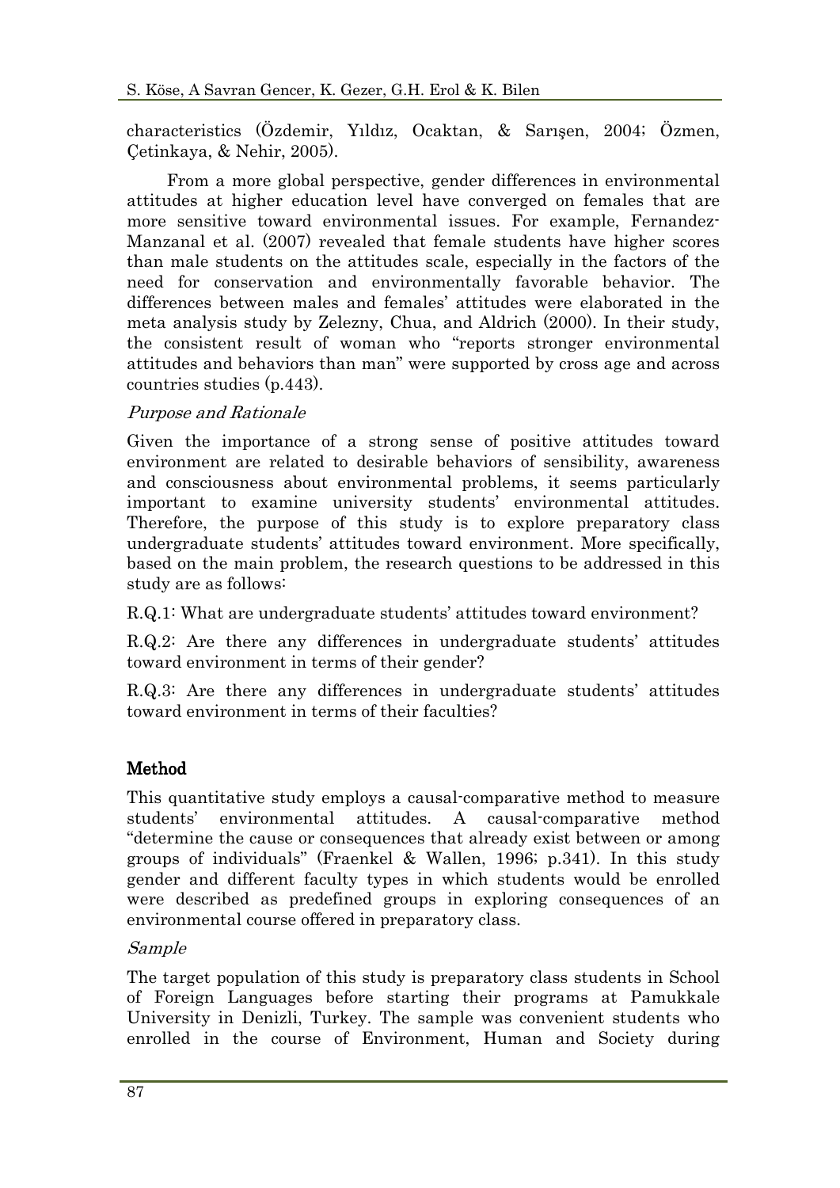characteristics (Özdemir, Yıldız, Ocaktan, & Sarışen, 2004; Özmen, Çetinkaya, & Nehir, 2005).

From a more global perspective, gender differences in environmental attitudes at higher education level have converged on females that are more sensitive toward environmental issues. For example, Fernandez-Manzanal et al. (2007) revealed that female students have higher scores than male students on the attitudes scale, especially in the factors of the need for conservation and environmentally favorable behavior. The differences between males and females' attitudes were elaborated in the meta analysis study by Zelezny, Chua, and Aldrich (2000). In their study, the consistent result of woman who "reports stronger environmental attitudes and behaviors than man" were supported by cross age and across countries studies (p.443).

*Purpose and Rationale*

Given the importance of a strong sense of positive attitudes toward environment are related to desirable behaviors of sensibility, awareness and consciousness about environmental problems, it seems particularly important to examine university students' environmental attitudes. Therefore, the purpose of this study is to explore preparatory class undergraduate students' attitudes toward environment. More specifically, based on the main problem, the research questions to be addressed in this study are as follows:

R.Q.1: What are undergraduate students' attitudes toward environment?

R.Q.2: Are there any differences in undergraduate students' attitudes toward environment in terms of their gender?

R.Q.3: Are there any differences in undergraduate students' attitudes toward environment in terms of their faculties?

## Method

This quantitative study employs a causal-comparative method to measure students' environmental attitudes. A causal-comparative method "determine the cause or consequences that already exist between or among groups of individuals" (Fraenkel & Wallen, 1996; p.341). In this study gender and different faculty types in which students would be enrolled were described as predefined groups in exploring consequences of an environmental course offered in preparatory class.

*Sample*

The target population of this study is preparatory class students in School of Foreign Languages before starting their programs at Pamukkale University in Denizli, Turkey. The sample was convenient students who enrolled in the course of Environment, Human and Society during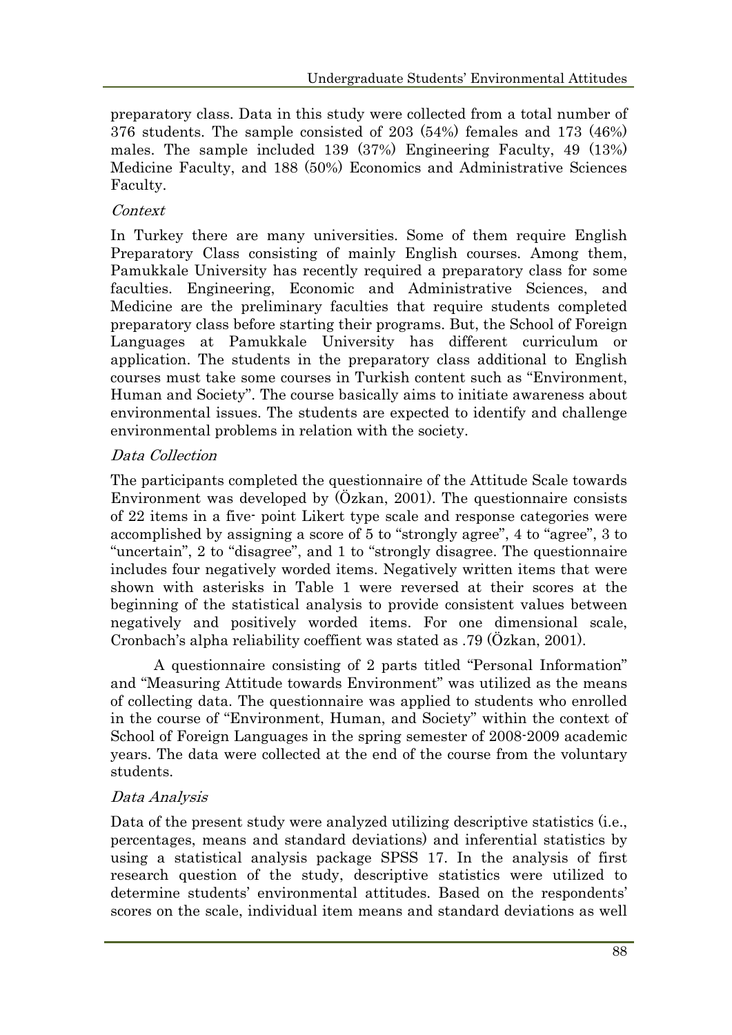preparatory class. Data in this study were collected from a total number of 376 students. The sample consisted of 203 (54%) females and 173 (46%) males. The sample included 139 (37%) Engineering Faculty, 49 (13%) Medicine Faculty, and 188 (50%) Economics and Administrative Sciences Faculty.

### *Context*

In Turkey there are many universities. Some of them require English Preparatory Class consisting of mainly English courses. Among them, Pamukkale University has recently required a preparatory class for some faculties. Engineering, Economic and Administrative Sciences, and Medicine are the preliminary faculties that require students completed preparatory class before starting their programs. But, the School of Foreign Languages at Pamukkale University has different curriculum or application. The students in the preparatory class additional to English courses must take some courses in Turkish content such as "Environment, Human and Society". The course basically aims to initiate awareness about environmental issues. The students are expected to identify and challenge environmental problems in relation with the society.

### *Data Collection*

The participants completed the questionnaire of the Attitude Scale towards Environment was developed by (Özkan, 2001). The questionnaire consists of 22 items in a five- point Likert type scale and response categories were accomplished by assigning a score of 5 to "strongly agree", 4 to "agree", 3 to "uncertain", 2 to "disagree", and 1 to "strongly disagree. The questionnaire includes four negatively worded items. Negatively written items that were shown with asterisks in Table 1 were reversed at their scores at the beginning of the statistical analysis to provide consistent values between negatively and positively worded items. For one dimensional scale, Cronbach's alpha reliability coeffient was stated as .79 (Özkan, 2001).

A questionnaire consisting of 2 parts titled "Personal Information" and "Measuring Attitude towards Environment" was utilized as the means of collecting data. The questionnaire was applied to students who enrolled in the course of "Environment, Human, and Society" within the context of School of Foreign Languages in the spring semester of 2008-2009 academic years. The data were collected at the end of the course from the voluntary students.

### *Data Analysis*

Data of the present study were analyzed utilizing descriptive statistics (i.e., percentages, means and standard deviations) and inferential statistics by using a statistical analysis package SPSS 17. In the analysis of first research question of the study, descriptive statistics were utilized to determine students' environmental attitudes. Based on the respondents' scores on the scale, individual item means and standard deviations as well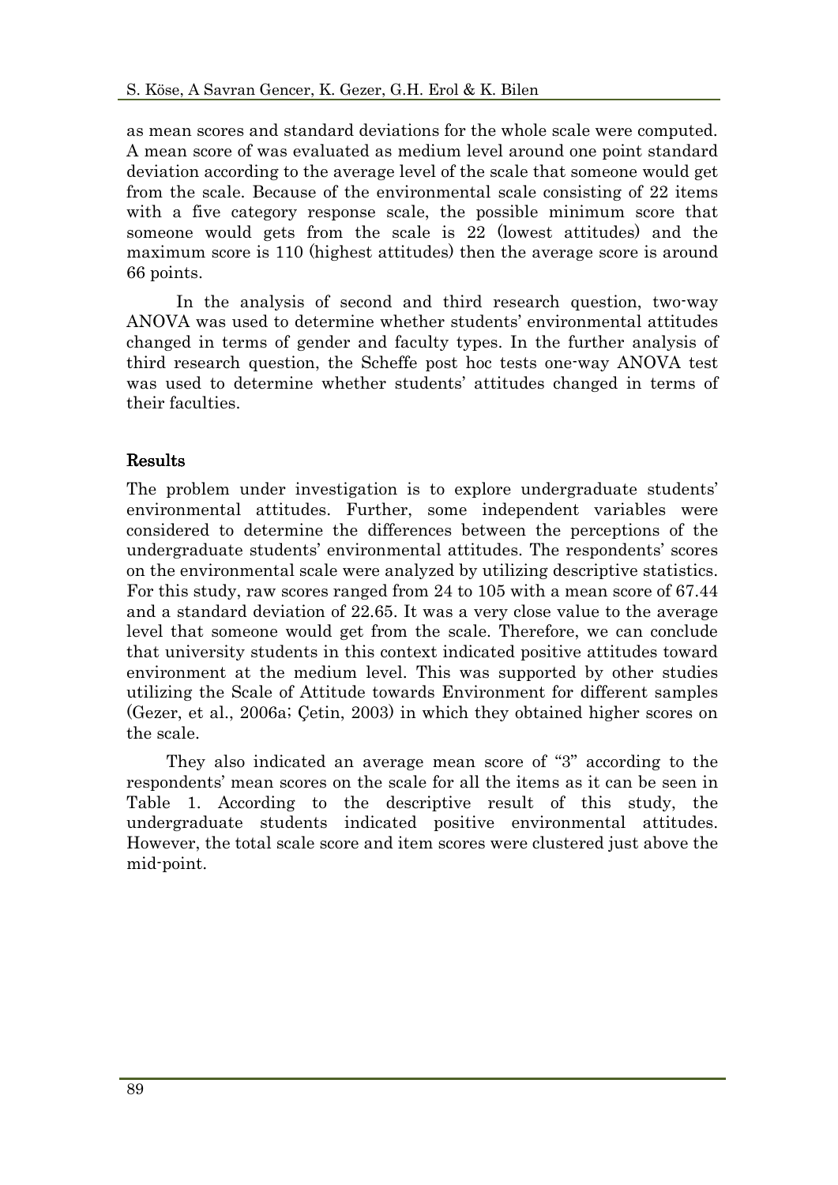as mean scores and standard deviations for the whole scale were computed. A mean score of was evaluated as medium level around one point standard deviation according to the average level of the scale that someone would get from the scale. Because of the environmental scale consisting of 22 items with a five category response scale, the possible minimum score that someone would gets from the scale is 22 (lowest attitudes) and the maximum score is 110 (highest attitudes) then the average score is around 66 points.

In the analysis of second and third research question, two-way ANOVA was used to determine whether students' environmental attitudes changed in terms of gender and faculty types. In the further analysis of third research question, the Scheffe post hoc tests one-way ANOVA test was used to determine whether students' attitudes changed in terms of their faculties.

## Results

The problem under investigation is to explore undergraduate students' environmental attitudes. Further, some independent variables were considered to determine the differences between the perceptions of the undergraduate students' environmental attitudes. The respondents' scores on the environmental scale were analyzed by utilizing descriptive statistics. For this study, raw scores ranged from 24 to 105 with a mean score of 67.44 and a standard deviation of 22.65. It was a very close value to the average level that someone would get from the scale. Therefore, we can conclude that university students in this context indicated positive attitudes toward environment at the medium level. This was supported by other studies utilizing the Scale of Attitude towards Environment for different samples (Gezer, et al., 2006a; Çetin, 2003) in which they obtained higher scores on the scale.

They also indicated an average mean score of "3" according to the respondents' mean scores on the scale for all the items as it can be seen in Table 1. According to the descriptive result of this study, the undergraduate students indicated positive environmental attitudes. However, the total scale score and item scores were clustered just above the mid-point.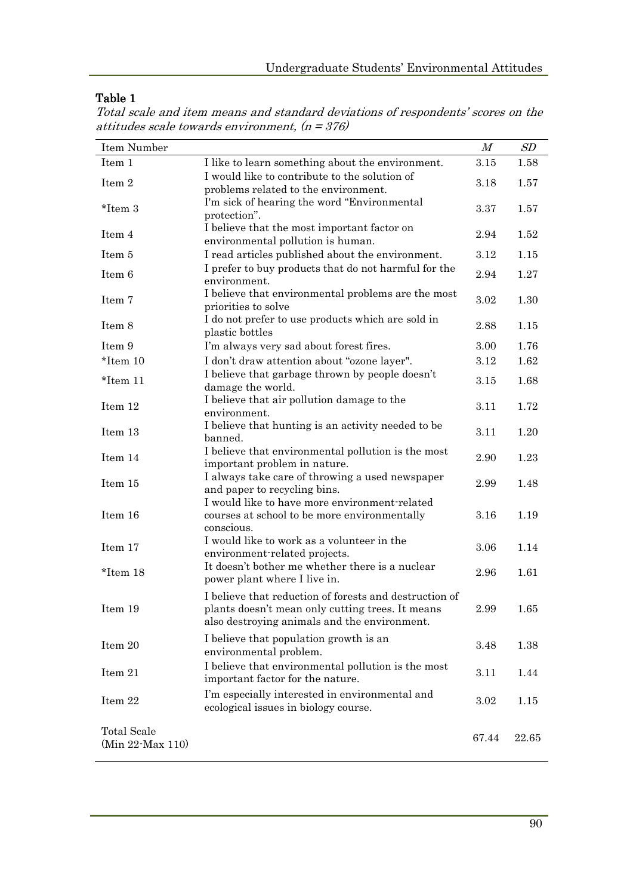**Table 1**

*Total scale and item means and standard deviations of respondents' scores on the attitudes scale towards environment, (n = 376)*

| Item Number | | *M* | *SD* |
|---|---|---|---|
| Item 1 | I like to learn something about the environment. | 3.15 | 1.58 |
| Item 2 | I would like to contribute to the solution of problems related to the environment. | 3.18 | 1.57 |
| *Item 3 | I'm sick of hearing the word "Environmental protection". | 3.37 | 1.57 |
| Item 4 | I believe that the most important factor on environmental pollution is human. | 2.94 | 1.52 |
| Item 5 | I read articles published about the environment. | 3.12 | 1.15 |
| Item 6 | I prefer to buy products that do not harmful for the environment. | 2.94 | 1.27 |
| Item 7 | I believe that environmental problems are the most priorities to solve | 3.02 | 1.30 |
| Item 8 | I do not prefer to use products which are sold in plastic bottles | 2.88 | 1.15 |
| Item 9 | I'm always very sad about forest fires. | 3.00 | 1.76 |
| *Item 10 | I don't draw attention about "ozone layer". | 3.12 | 1.62 |
| *Item 11 | I believe that garbage thrown by people doesn't damage the world. | 3.15 | 1.68 |
| Item 12 | I believe that air pollution damage to the environment. | 3.11 | 1.72 |
| Item 13 | I believe that hunting is an activity needed to be banned. | 3.11 | 1.20 |
| Item 14 | I believe that environmental pollution is the most important problem in nature. | 2.90 | 1.23 |
| Item 15 | I always take care of throwing a used newspaper and paper to recycling bins. | 2.99 | 1.48 |
| Item 16 | I would like to have more environment-related courses at school to be more environmentally conscious. | 3.16 | 1.19 |
| Item 17 | I would like to work as a volunteer in the environment-related projects. | 3.06 | 1.14 |
| *Item 18 | It doesn't bother me whether there is a nuclear power plant where I live in. | 2.96 | 1.61 |
| Item 19 | I believe that reduction of forests and destruction of plants doesn't mean only cutting trees. It means also destroying animals and the environment. | 2.99 | 1.65 |
| Item 20 | I believe that population growth is an environmental problem. | 3.48 | 1.38 |
| Item 21 | I believe that environmental pollution is the most important factor for the nature. | 3.11 | 1.44 |
| Item 22 | I'm especially interested in environmental and ecological issues in biology course. | 3.02 | 1.15 |
| Total Scale (Min 22-Max 110) | | 67.44 | 22.65 |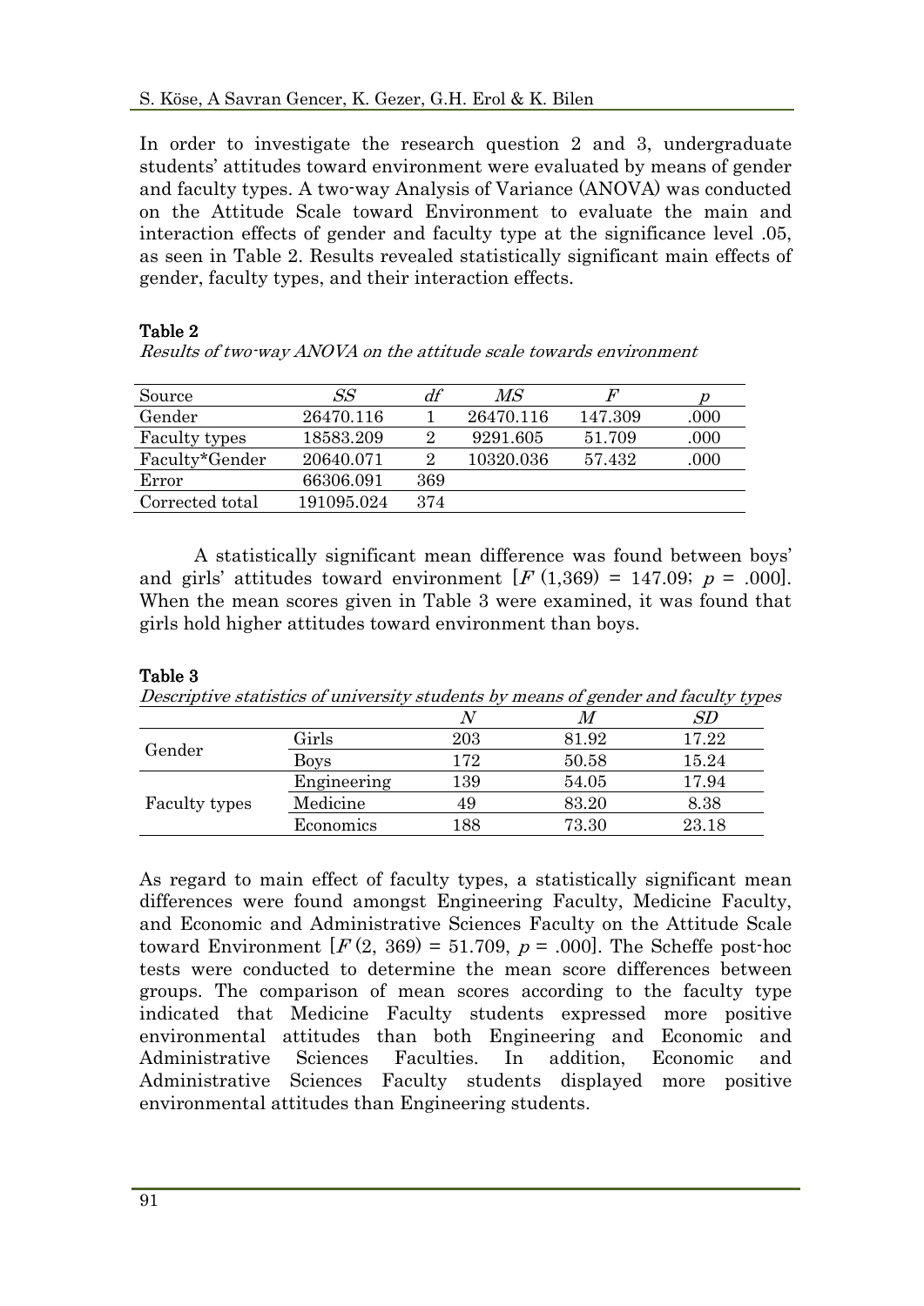In order to investigate the research question 2 and 3, undergraduate students' attitudes toward environment were evaluated by means of gender and faculty types. A two-way Analysis of Variance (ANOVA) was conducted on the Attitude Scale toward Environment to evaluate the main and interaction effects of gender and faculty type at the significance level .05, as seen in Table 2. Results revealed statistically significant main effects of gender, faculty types, and their interaction effects.

**Table 2**

*Results of two-way ANOVA on the attitude scale towards environment*

| Source | *SS* | *df* | *MS* | *F* | *p* |
|---|---|---|---|---|---|
| Gender | 26470.116 | 1 | 26470.116 | 147.309 | .000 |
| Faculty types | 18583.209 | 2 | 9291.605 | 51.709 | .000 |
| Faculty*Gender | 20640.071 | 2 | 10320.036 | 57.432 | .000 |
| Error | 66306.091 | 369 | | | |
| Corrected total | 191095.024 | 374 | | | |

A statistically significant mean difference was found between boys' and girls' attitudes toward environment [$F\,(1,369) = 147.09$; $p = .000$]. When the mean scores given in Table 3 were examined, it was found that girls hold higher attitudes toward environment than boys.

**Table 3**

*Descriptive statistics of university students by means of gender and faculty types*

| | | *N* | *M* | *SD* |
|---|---|---|---|---|
| Gender | Girls | 203 | 81.92 | 17.22 |
| | Boys | 172 | 50.58 | 15.24 |
| Faculty types | Engineering | 139 | 54.05 | 17.94 |
| | Medicine | 49 | 83.20 | 8.38 |
| | Economics | 188 | 73.30 | 23.18 |

As regard to main effect of faculty types, a statistically significant mean differences were found amongst Engineering Faculty, Medicine Faculty, and Economic and Administrative Sciences Faculty on the Attitude Scale toward Environment [$F\,(2,\ 369) = 51.709$, $p = .000$]. The Scheffe post-hoc tests were conducted to determine the mean score differences between groups. The comparison of mean scores according to the faculty type indicated that Medicine Faculty students expressed more positive environmental attitudes than both Engineering and Economic and Administrative Sciences Faculties. In addition, Economic and Administrative Sciences Faculty students displayed more positive environmental attitudes than Engineering students.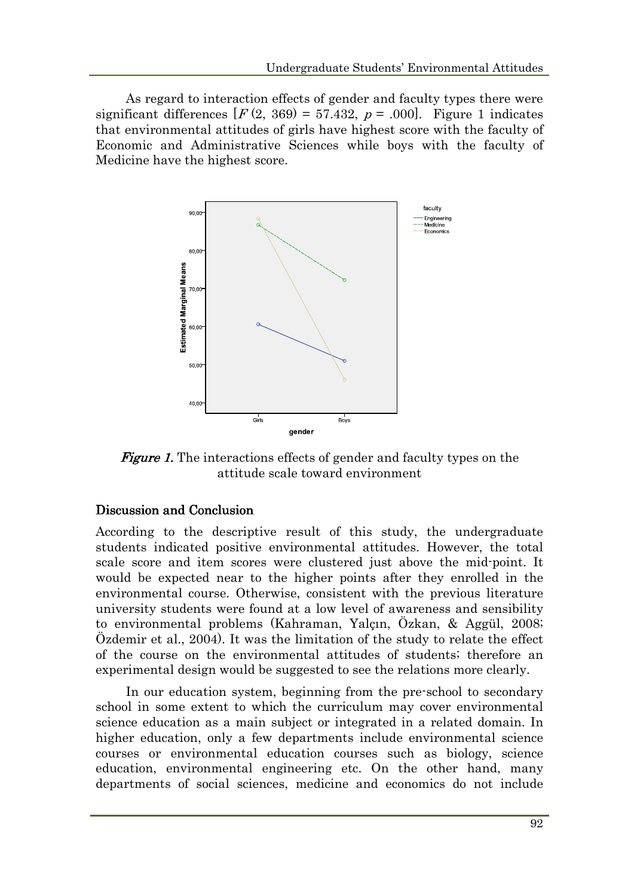As regard to interaction effects of gender and faculty types there were significant differences [$F$ (2, 369) = 57.432, $p$ = .000]. Figure 1 indicates that environmental attitudes of girls have highest score with the faculty of Economic and Administrative Sciences while boys with the faculty of Medicine have the highest score.

*Figure 1.* The interactions effects of gender and faculty types on the attitude scale toward environment

## Discussion and Conclusion

According to the descriptive result of this study, the undergraduate students indicated positive environmental attitudes. However, the total scale score and item scores were clustered just above the mid-point. It would be expected near to the higher points after they enrolled in the environmental course. Otherwise, consistent with the previous literature university students were found at a low level of awareness and sensibility to environmental problems (Kahraman, Yalçın, Özkan, & Aggül, 2008; Özdemir et al., 2004). It was the limitation of the study to relate the effect of the course on the environmental attitudes of students; therefore an experimental design would be suggested to see the relations more clearly.

In our education system, beginning from the pre-school to secondary school in some extent to which the curriculum may cover environmental science education as a main subject or integrated in a related domain. In higher education, only a few departments include environmental science courses or environmental education courses such as biology, science education, environmental engineering etc. On the other hand, many departments of social sciences, medicine and economics do not include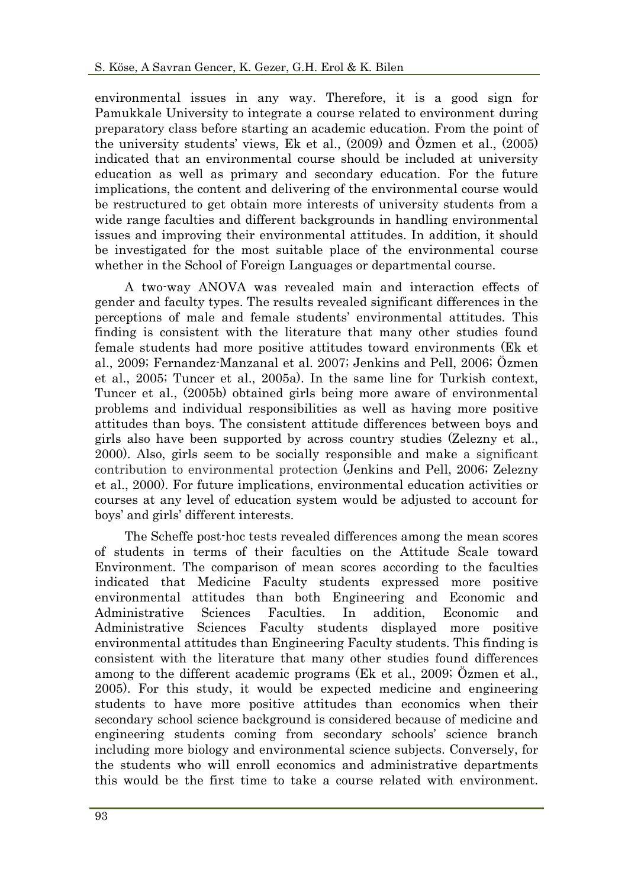environmental issues in any way. Therefore, it is a good sign for Pamukkale University to integrate a course related to environment during preparatory class before starting an academic education. From the point of the university students' views, Ek et al., (2009) and Özmen et al., (2005) indicated that an environmental course should be included at university education as well as primary and secondary education. For the future implications, the content and delivering of the environmental course would be restructured to get obtain more interests of university students from a wide range faculties and different backgrounds in handling environmental issues and improving their environmental attitudes. In addition, it should be investigated for the most suitable place of the environmental course whether in the School of Foreign Languages or departmental course.

A two-way ANOVA was revealed main and interaction effects of gender and faculty types. The results revealed significant differences in the perceptions of male and female students' environmental attitudes. This finding is consistent with the literature that many other studies found female students had more positive attitudes toward environments (Ek et al., 2009; Fernandez-Manzanal et al. 2007; Jenkins and Pell, 2006; Özmen et al., 2005; Tuncer et al., 2005a). In the same line for Turkish context, Tuncer et al., (2005b) obtained girls being more aware of environmental problems and individual responsibilities as well as having more positive attitudes than boys. The consistent attitude differences between boys and girls also have been supported by across country studies (Zelezny et al., 2000). Also, girls seem to be socially responsible and make a significant contribution to environmental protection (Jenkins and Pell, 2006; Zelezny et al., 2000). For future implications, environmental education activities or courses at any level of education system would be adjusted to account for boys' and girls' different interests.

The Scheffe post-hoc tests revealed differences among the mean scores of students in terms of their faculties on the Attitude Scale toward Environment. The comparison of mean scores according to the faculties indicated that Medicine Faculty students expressed more positive environmental attitudes than both Engineering and Economic and Administrative Sciences Faculties. In addition, Economic and Administrative Sciences Faculty students displayed more positive environmental attitudes than Engineering Faculty students. This finding is consistent with the literature that many other studies found differences among to the different academic programs (Ek et al., 2009; Özmen et al., 2005). For this study, it would be expected medicine and engineering students to have more positive attitudes than economics when their secondary school science background is considered because of medicine and engineering students coming from secondary schools' science branch including more biology and environmental science subjects. Conversely, for the students who will enroll economics and administrative departments this would be the first time to take a course related with environment.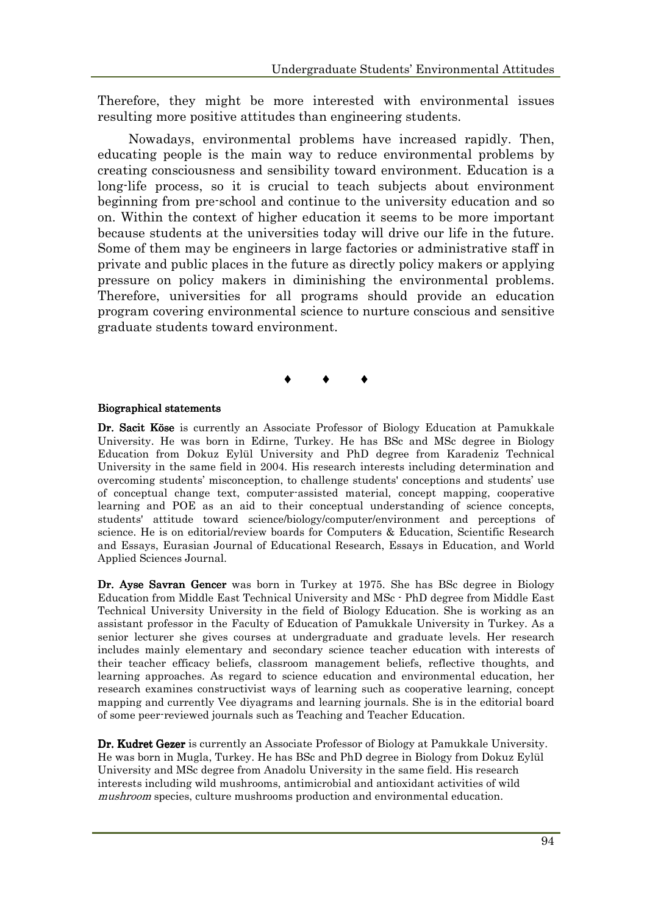Therefore, they might be more interested with environmental issues resulting more positive attitudes than engineering students.

Nowadays, environmental problems have increased rapidly. Then, educating people is the main way to reduce environmental problems by creating consciousness and sensibility toward environment. Education is a long-life process, so it is crucial to teach subjects about environment beginning from pre-school and continue to the university education and so on. Within the context of higher education it seems to be more important because students at the universities today will drive our life in the future. Some of them may be engineers in large factories or administrative staff in private and public places in the future as directly policy makers or applying pressure on policy makers in diminishing the environmental problems. Therefore, universities for all programs should provide an education program covering environmental science to nurture conscious and sensitive graduate students toward environment.

♦ ♦ ♦

**Biographical statements**

**Dr. Sacit Köse** is currently an Associate Professor of Biology Education at Pamukkale University. He was born in Edirne, Turkey. He has BSc and MSc degree in Biology Education from Dokuz Eylül University and PhD degree from Karadeniz Technical University in the same field in 2004. His research interests including determination and overcoming students' misconception, to challenge students' conceptions and students' use of conceptual change text, computer-assisted material, concept mapping, cooperative learning and POE as an aid to their conceptual understanding of science concepts, students' attitude toward science/biology/computer/environment and perceptions of science. He is on editorial/review boards for Computers & Education, Scientific Research and Essays, Eurasian Journal of Educational Research, Essays in Education, and World Applied Sciences Journal.

**Dr. Ayse Savran Gencer** was born in Turkey at 1975. She has BSc degree in Biology Education from Middle East Technical University and MSc - PhD degree from Middle East Technical University University in the field of Biology Education. She is working as an assistant professor in the Faculty of Education of Pamukkale University in Turkey. As a senior lecturer she gives courses at undergraduate and graduate levels. Her research includes mainly elementary and secondary science teacher education with interests of their teacher efficacy beliefs, classroom management beliefs, reflective thoughts, and learning approaches. As regard to science education and environmental education, her research examines constructivist ways of learning such as cooperative learning, concept mapping and currently Vee diyagrams and learning journals. She is in the editorial board of some peer-reviewed journals such as Teaching and Teacher Education.

**Dr. Kudret Gezer** is currently an Associate Professor of Biology at Pamukkale University. He was born in Mugla, Turkey. He has BSc and PhD degree in Biology from Dokuz Eylül University and MSc degree from Anadolu University in the same field. His research interests including wild mushrooms, antimicrobial and antioxidant activities of wild *mushroom* species, culture mushrooms production and environmental education.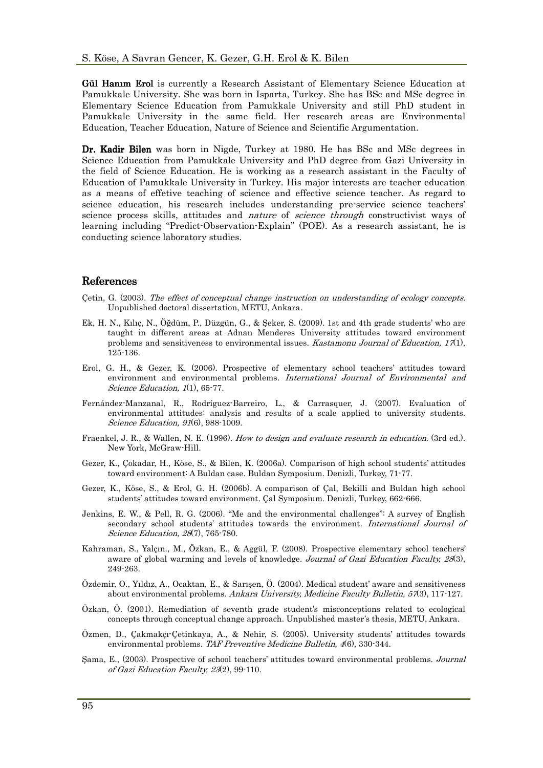**Gül Hanım Erol** is currently a Research Assistant of Elementary Science Education at Pamukkale University. She was born in Isparta, Turkey. She has BSc and MSc degree in Elementary Science Education from Pamukkale University and still PhD student in Pamukkale University in the same field. Her research areas are Environmental Education, Teacher Education, Nature of Science and Scientific Argumentation.

**Dr. Kadir Bilen** was born in Nigde, Turkey at 1980. He has BSc and MSc degrees in Science Education from Pamukkale University and PhD degree from Gazi University in the field of Science Education. He is working as a research assistant in the Faculty of Education of Pamukkale University in Turkey. His major interests are teacher education as a means of effetive teaching of science and effective science teacher. As regard to science education, his research includes understanding pre-service science teachers' science process skills, attitudes and *nature* of *science through* constructivist ways of learning including "Predict-Observation-Explain" (POE). As a research assistant, he is conducting science laboratory studies.

## References

Çetin, G. (2003). *The effect of conceptual change instruction on understanding of ecology concepts.* Unpublished doctoral dissertation, METU, Ankara.

Ek, H. N., Kılıç, N., Öğdüm, P., Düzgün, G., & Şeker, S. (2009). 1st and 4th grade students' who are taught in different areas at Adnan Menderes University attitudes toward environment problems and sensitiveness to environmental issues. *Kastamonu Journal of Education, 17*(1), 125-136.

Erol, G. H., & Gezer, K. (2006). Prospective of elementary school teachers' attitudes toward environment and environmental problems. *International Journal of Environmental and Science Education, 1*(1), 65-77.

Fernández-Manzanal, R., Rodríguez-Barreiro, L., & Carrasquer, J. (2007). Evaluation of environmental attitudes: analysis and results of a scale applied to university students. *Science Education, 91*(6), 988-1009.

Fraenkel, J. R., & Wallen, N. E. (1996). *How to design and evaluate research in education.* (3rd ed.). New York, McGraw-Hill.

Gezer, K., Çokadar, H., Köse, S., & Bilen, K. (2006a). Comparison of high school students' attitudes toward environment: A Buldan case. Buldan Symposium. Denizli, Turkey, 71-77.

Gezer, K., Köse, S., & Erol, G. H. (2006b). A comparison of Çal, Bekilli and Buldan high school students' attitudes toward environment. Çal Symposium. Denizli, Turkey, 662-666.

Jenkins, E. W., & Pell, R. G. (2006). "Me and the environmental challenges": A survey of English secondary school students' attitudes towards the environment. *International Journal of Science Education, 28*(7), 765-780.

Kahraman, S., Yalçın., M., Özkan, E., & Aggül, F. (2008). Prospective elementary school teachers' aware of global warming and levels of knowledge. *Journal of Gazi Education Faculty, 28*(3), 249-263.

Özdemir, O., Yıldız, A., Ocaktan, E., & Sarışen, Ö. (2004). Medical student' aware and sensitiveness about environmental problems. *Ankara University, Medicine Faculty Bulletin, 57*(3), 117-127.

Özkan, Ö. (2001). Remediation of seventh grade student's misconceptions related to ecological concepts through conceptual change approach. Unpublished master's thesis, METU, Ankara.

Özmen, D., Çakmakçı-Çetinkaya, A., & Nehir, S. (2005). University students' attitudes towards environmental problems. *TAF Preventive Medicine Bulletin, 4*(6), 330-344.

Şama, E., (2003). Prospective of school teachers' attitudes toward environmental problems. *Journal of Gazi Education Faculty, 23*(2), 99-110.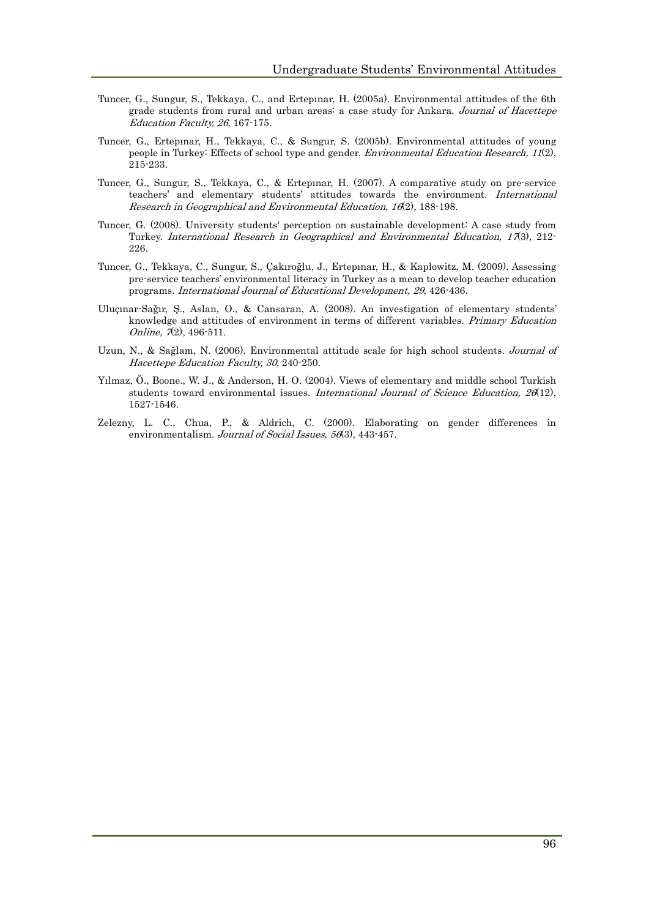Tuncer, G., Sungur, S., Tekkaya, C., and Ertepınar, H. (2005a). Environmental attitudes of the 6th grade students from rural and urban areas: a case study for Ankara. *Journal of Hacettepe Education Faculty, 26,* 167-175.

Tuncer, G., Ertepınar, H., Tekkaya, C., & Sungur, S. (2005b). Environmental attitudes of young people in Turkey: Effects of school type and gender. *Environmental Education Research, 11*(2), 215-233.

Tuncer, G., Sungur, S., Tekkaya, C., & Ertepınar, H. (2007). A comparative study on pre-service teachers' and elementary students' attitudes towards the environment. *International Research in Geographical and Environmental Education, 16*(2), 188-198.

Tuncer, G. (2008). University students' perception on sustainable development: A case study from Turkey. *International Research in Geographical and Environmental Education, 17*(3), 212-226.

Tuncer, G., Tekkaya, C., Sungur, S., Çakıroğlu, J., Ertepınar, H., & Kaplowitz, M. (2009). Assessing pre-service teachers' environmental literacy in Turkey as a mean to develop teacher education programs. *International Journal of Educational Development, 29*, 426-436.

Uluçınar-Sağır, Ş., Aslan, O., & Cansaran, A. (2008). An investigation of elementary students' knowledge and attitudes of environment in terms of different variables. *Primary Education Online, 7*(2), 496-511.

Uzun, N., & Sağlam, N. (2006). Environmental attitude scale for high school students. *Journal of Hacettepe Education Faculty, 30,* 240-250.

Yılmaz, Ö., Boone., W. J., & Anderson, H. O. (2004). Views of elementary and middle school Turkish students toward environmental issues. *International Journal of Science Education, 26*(12), 1527-1546.

Zelezny, L. C., Chua, P., & Aldrich, C. (2000). Elaborating on gender differences in environmentalism. *Journal of Social Issues, 56*(3), 443-457.